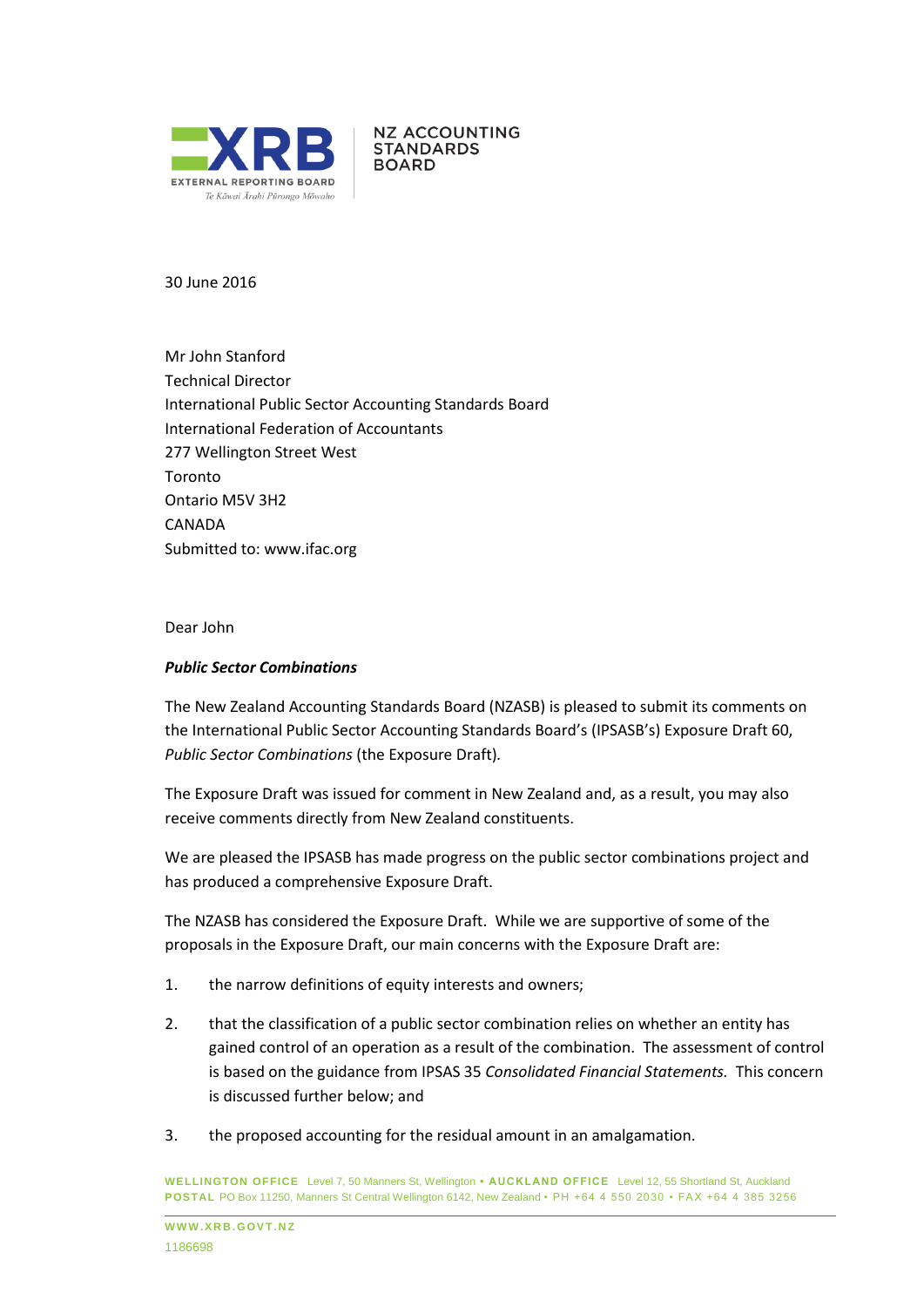XRB
EXTERNAL REPORTING BOARD
Te Kāwai Ārahi Pūrongo Mōwaho

NZ ACCOUNTING STANDARDS BOARD

30 June 2016

Mr John Stanford
Technical Director
International Public Sector Accounting Standards Board
International Federation of Accountants
277 Wellington Street West
Toronto
Ontario M5V 3H2
CANADA
Submitted to: www.ifac.org

Dear John

***Public Sector Combinations***

The New Zealand Accounting Standards Board (NZASB) is pleased to submit its comments on the International Public Sector Accounting Standards Board's (IPSASB's) Exposure Draft 60, *Public Sector Combinations* (the Exposure Draft).

The Exposure Draft was issued for comment in New Zealand and, as a result, you may also receive comments directly from New Zealand constituents.

We are pleased the IPSASB has made progress on the public sector combinations project and has produced a comprehensive Exposure Draft.

The NZASB has considered the Exposure Draft. While we are supportive of some of the proposals in the Exposure Draft, our main concerns with the Exposure Draft are:

1. the narrow definitions of equity interests and owners;
2. that the classification of a public sector combination relies on whether an entity has gained control of an operation as a result of the combination. The assessment of control is based on the guidance from IPSAS 35 *Consolidated Financial Statements.* This concern is discussed further below; and
3. the proposed accounting for the residual amount in an amalgamation.

WELLINGTON OFFICE Level 7, 50 Manners St, Wellington • AUCKLAND OFFICE Level 12, 55 Shortland St, Auckland
POSTAL PO Box 11250, Manners St Central Wellington 6142, New Zealand • PH +64 4 550 2030 • FAX +64 4 385 3256

WWW.XRB.GOVT.NZ
1186698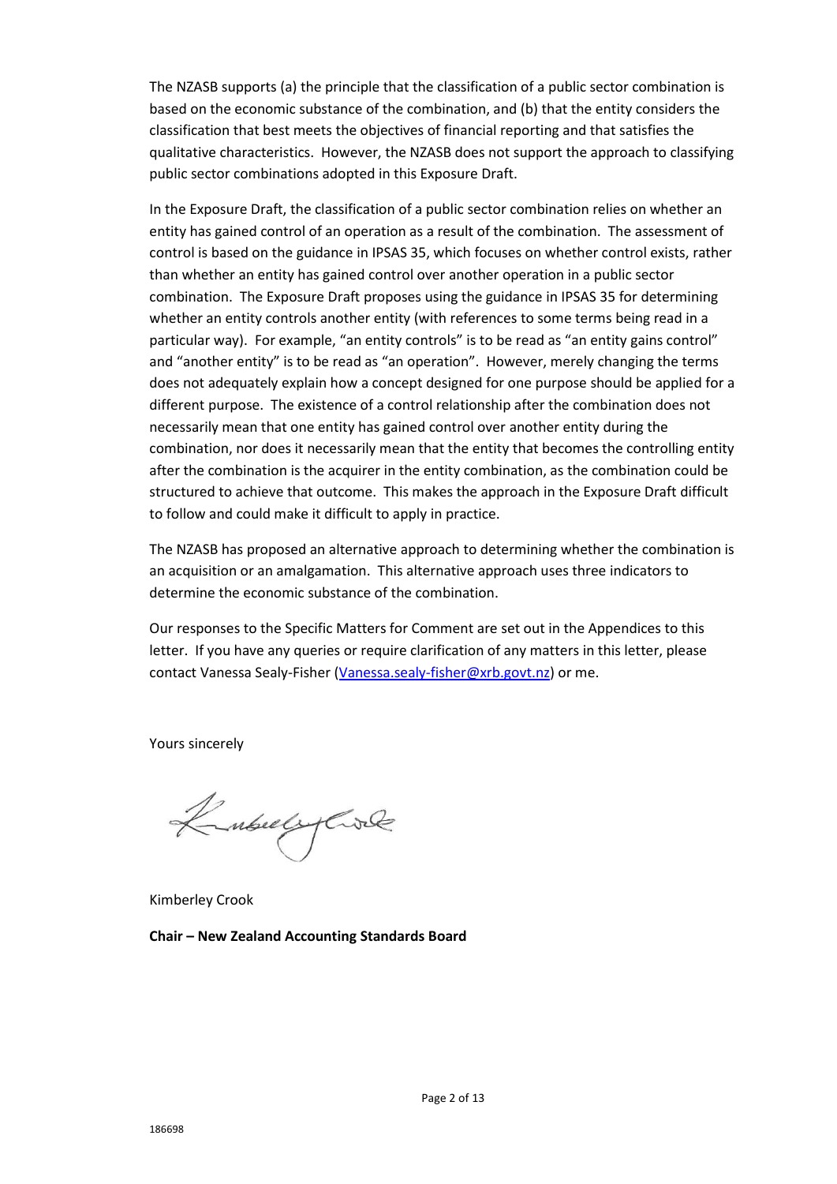The NZASB supports (a) the principle that the classification of a public sector combination is based on the economic substance of the combination, and (b) that the entity considers the classification that best meets the objectives of financial reporting and that satisfies the qualitative characteristics. However, the NZASB does not support the approach to classifying public sector combinations adopted in this Exposure Draft.

In the Exposure Draft, the classification of a public sector combination relies on whether an entity has gained control of an operation as a result of the combination. The assessment of control is based on the guidance in IPSAS 35, which focuses on whether control exists, rather than whether an entity has gained control over another operation in a public sector combination. The Exposure Draft proposes using the guidance in IPSAS 35 for determining whether an entity controls another entity (with references to some terms being read in a particular way). For example, "an entity controls" is to be read as "an entity gains control" and "another entity" is to be read as "an operation". However, merely changing the terms does not adequately explain how a concept designed for one purpose should be applied for a different purpose. The existence of a control relationship after the combination does not necessarily mean that one entity has gained control over another entity during the combination, nor does it necessarily mean that the entity that becomes the controlling entity after the combination is the acquirer in the entity combination, as the combination could be structured to achieve that outcome. This makes the approach in the Exposure Draft difficult to follow and could make it difficult to apply in practice.

The NZASB has proposed an alternative approach to determining whether the combination is an acquisition or an amalgamation. This alternative approach uses three indicators to determine the economic substance of the combination.

Our responses to the Specific Matters for Comment are set out in the Appendices to this letter. If you have any queries or require clarification of any matters in this letter, please contact Vanessa Sealy-Fisher (Vanessa.sealy-fisher@xrb.govt.nz) or me.

Yours sincerely

Kimberley Crook

**Chair – New Zealand Accounting Standards Board**

186698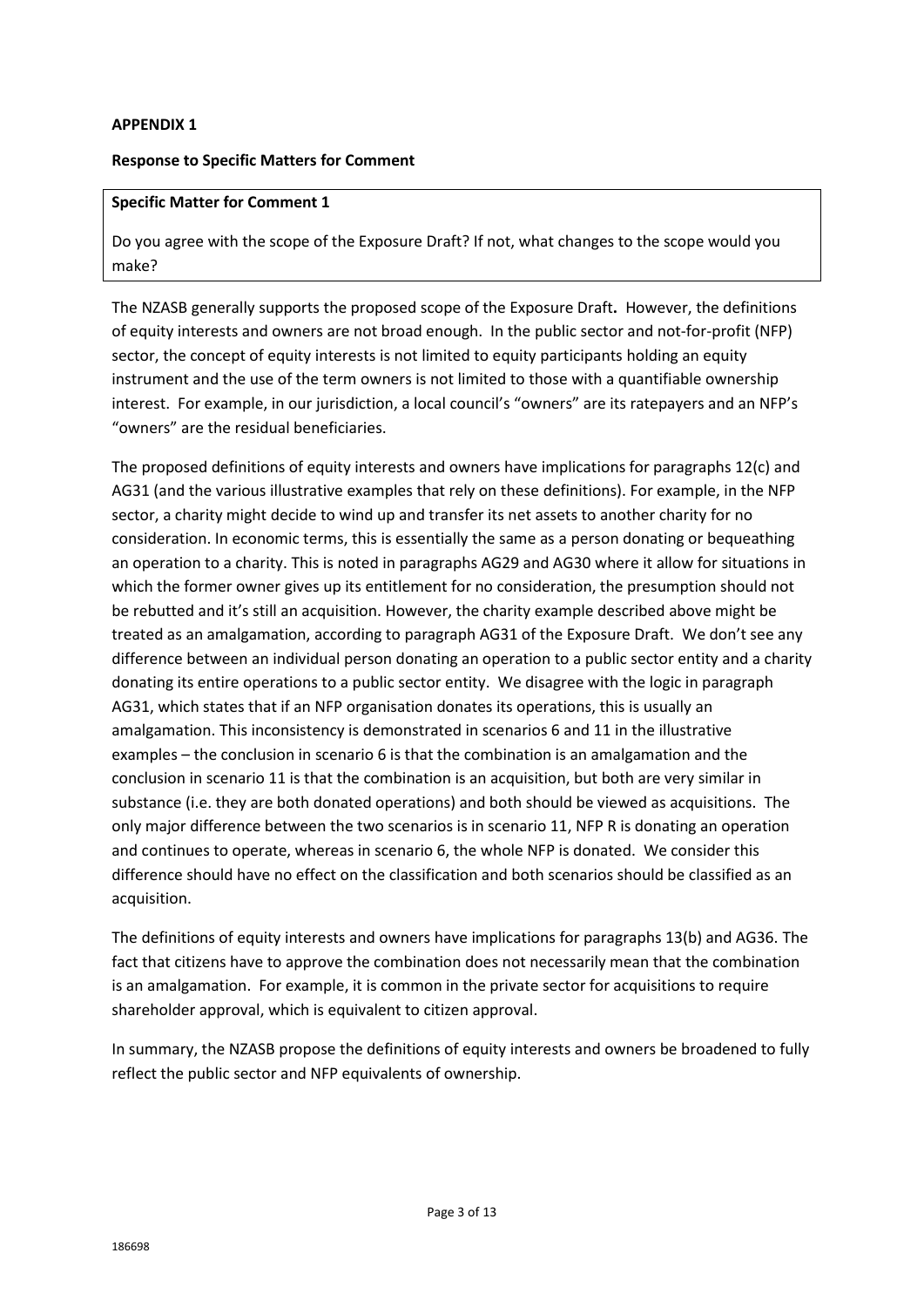**APPENDIX 1**

**Response to Specific Matters for Comment**

**Specific Matter for Comment 1**

Do you agree with the scope of the Exposure Draft? If not, what changes to the scope would you make?

The NZASB generally supports the proposed scope of the Exposure Draft**.** However, the definitions of equity interests and owners are not broad enough. In the public sector and not-for-profit (NFP) sector, the concept of equity interests is not limited to equity participants holding an equity instrument and the use of the term owners is not limited to those with a quantifiable ownership interest. For example, in our jurisdiction, a local council's "owners" are its ratepayers and an NFP's "owners" are the residual beneficiaries.

The proposed definitions of equity interests and owners have implications for paragraphs 12(c) and AG31 (and the various illustrative examples that rely on these definitions). For example, in the NFP sector, a charity might decide to wind up and transfer its net assets to another charity for no consideration. In economic terms, this is essentially the same as a person donating or bequeathing an operation to a charity. This is noted in paragraphs AG29 and AG30 where it allow for situations in which the former owner gives up its entitlement for no consideration, the presumption should not be rebutted and it's still an acquisition. However, the charity example described above might be treated as an amalgamation, according to paragraph AG31 of the Exposure Draft. We don't see any difference between an individual person donating an operation to a public sector entity and a charity donating its entire operations to a public sector entity. We disagree with the logic in paragraph AG31, which states that if an NFP organisation donates its operations, this is usually an amalgamation. This inconsistency is demonstrated in scenarios 6 and 11 in the illustrative examples – the conclusion in scenario 6 is that the combination is an amalgamation and the conclusion in scenario 11 is that the combination is an acquisition, but both are very similar in substance (i.e. they are both donated operations) and both should be viewed as acquisitions. The only major difference between the two scenarios is in scenario 11, NFP R is donating an operation and continues to operate, whereas in scenario 6, the whole NFP is donated. We consider this difference should have no effect on the classification and both scenarios should be classified as an acquisition.

The definitions of equity interests and owners have implications for paragraphs 13(b) and AG36. The fact that citizens have to approve the combination does not necessarily mean that the combination is an amalgamation. For example, it is common in the private sector for acquisitions to require shareholder approval, which is equivalent to citizen approval.

In summary, the NZASB propose the definitions of equity interests and owners be broadened to fully reflect the public sector and NFP equivalents of ownership.

186698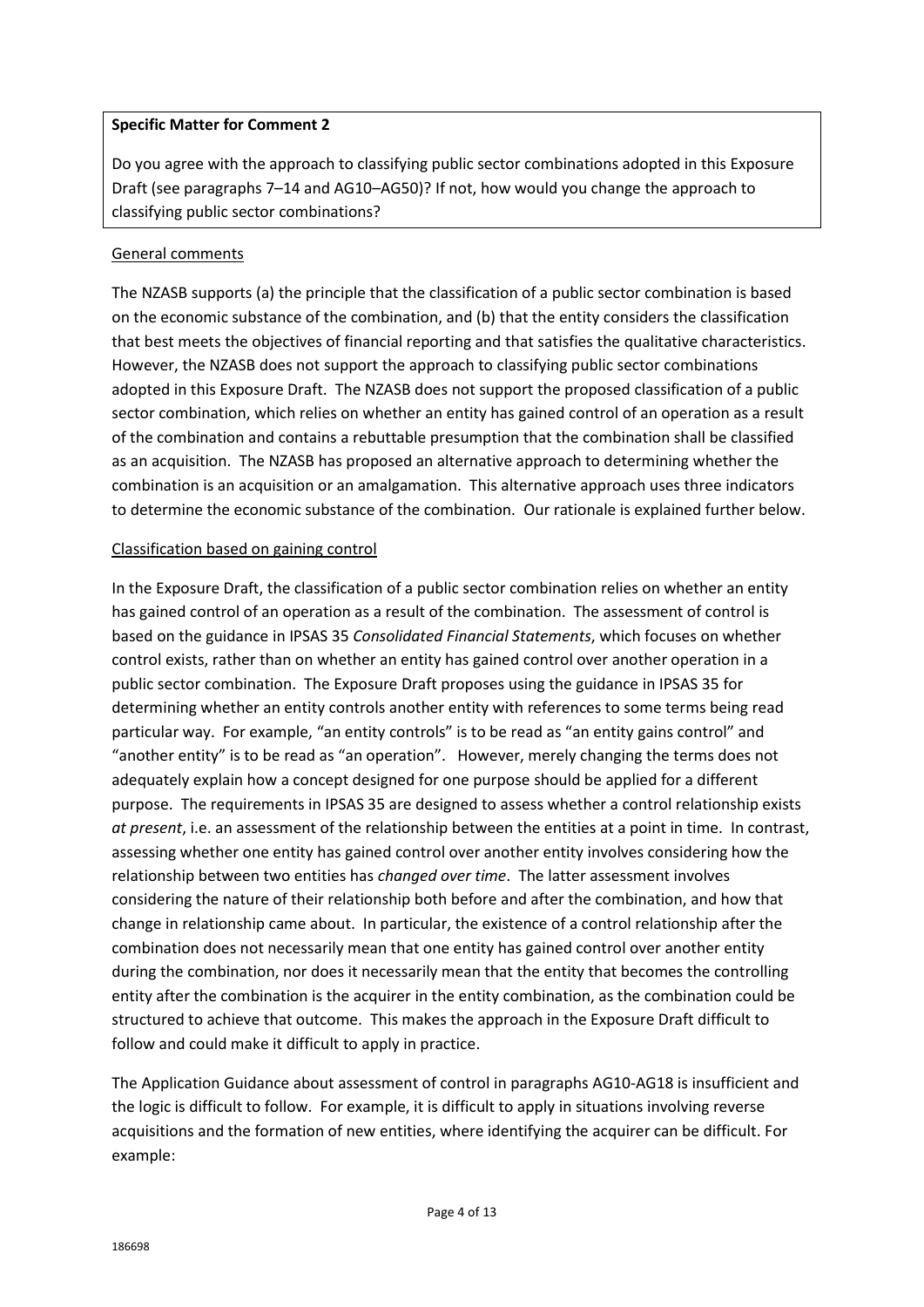**Specific Matter for Comment 2**

Do you agree with the approach to classifying public sector combinations adopted in this Exposure Draft (see paragraphs 7–14 and AG10–AG50)? If not, how would you change the approach to classifying public sector combinations?

General comments

The NZASB supports (a) the principle that the classification of a public sector combination is based on the economic substance of the combination, and (b) that the entity considers the classification that best meets the objectives of financial reporting and that satisfies the qualitative characteristics. However, the NZASB does not support the approach to classifying public sector combinations adopted in this Exposure Draft. The NZASB does not support the proposed classification of a public sector combination, which relies on whether an entity has gained control of an operation as a result of the combination and contains a rebuttable presumption that the combination shall be classified as an acquisition. The NZASB has proposed an alternative approach to determining whether the combination is an acquisition or an amalgamation. This alternative approach uses three indicators to determine the economic substance of the combination. Our rationale is explained further below.

Classification based on gaining control

In the Exposure Draft, the classification of a public sector combination relies on whether an entity has gained control of an operation as a result of the combination. The assessment of control is based on the guidance in IPSAS 35 *Consolidated Financial Statements*, which focuses on whether control exists, rather than on whether an entity has gained control over another operation in a public sector combination. The Exposure Draft proposes using the guidance in IPSAS 35 for determining whether an entity controls another entity with references to some terms being read particular way. For example, "an entity controls" is to be read as "an entity gains control" and "another entity" is to be read as "an operation". However, merely changing the terms does not adequately explain how a concept designed for one purpose should be applied for a different purpose. The requirements in IPSAS 35 are designed to assess whether a control relationship exists *at present*, i.e. an assessment of the relationship between the entities at a point in time. In contrast, assessing whether one entity has gained control over another entity involves considering how the relationship between two entities has *changed over time*. The latter assessment involves considering the nature of their relationship both before and after the combination, and how that change in relationship came about. In particular, the existence of a control relationship after the combination does not necessarily mean that one entity has gained control over another entity during the combination, nor does it necessarily mean that the entity that becomes the controlling entity after the combination is the acquirer in the entity combination, as the combination could be structured to achieve that outcome. This makes the approach in the Exposure Draft difficult to follow and could make it difficult to apply in practice.

The Application Guidance about assessment of control in paragraphs AG10-AG18 is insufficient and the logic is difficult to follow. For example, it is difficult to apply in situations involving reverse acquisitions and the formation of new entities, where identifying the acquirer can be difficult. For example: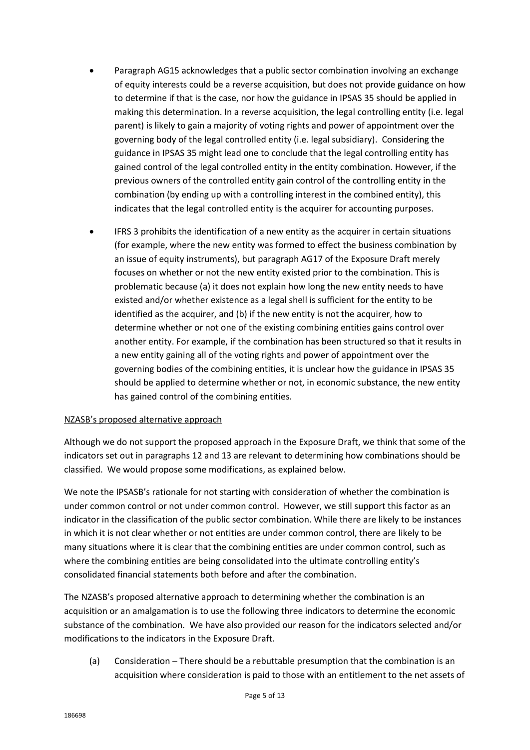- Paragraph AG15 acknowledges that a public sector combination involving an exchange of equity interests could be a reverse acquisition, but does not provide guidance on how to determine if that is the case, nor how the guidance in IPSAS 35 should be applied in making this determination. In a reverse acquisition, the legal controlling entity (i.e. legal parent) is likely to gain a majority of voting rights and power of appointment over the governing body of the legal controlled entity (i.e. legal subsidiary). Considering the guidance in IPSAS 35 might lead one to conclude that the legal controlling entity has gained control of the legal controlled entity in the entity combination. However, if the previous owners of the controlled entity gain control of the controlling entity in the combination (by ending up with a controlling interest in the combined entity), this indicates that the legal controlled entity is the acquirer for accounting purposes.

- IFRS 3 prohibits the identification of a new entity as the acquirer in certain situations (for example, where the new entity was formed to effect the business combination by an issue of equity instruments), but paragraph AG17 of the Exposure Draft merely focuses on whether or not the new entity existed prior to the combination. This is problematic because (a) it does not explain how long the new entity needs to have existed and/or whether existence as a legal shell is sufficient for the entity to be identified as the acquirer, and (b) if the new entity is not the acquirer, how to determine whether or not one of the existing combining entities gains control over another entity. For example, if the combination has been structured so that it results in a new entity gaining all of the voting rights and power of appointment over the governing bodies of the combining entities, it is unclear how the guidance in IPSAS 35 should be applied to determine whether or not, in economic substance, the new entity has gained control of the combining entities.

<u>NZASB's proposed alternative approach</u>

Although we do not support the proposed approach in the Exposure Draft, we think that some of the indicators set out in paragraphs 12 and 13 are relevant to determining how combinations should be classified. We would propose some modifications, as explained below.

We note the IPSASB's rationale for not starting with consideration of whether the combination is under common control or not under common control. However, we still support this factor as an indicator in the classification of the public sector combination. While there are likely to be instances in which it is not clear whether or not entities are under common control, there are likely to be many situations where it is clear that the combining entities are under common control, such as where the combining entities are being consolidated into the ultimate controlling entity's consolidated financial statements both before and after the combination.

The NZASB's proposed alternative approach to determining whether the combination is an acquisition or an amalgamation is to use the following three indicators to determine the economic substance of the combination. We have also provided our reason for the indicators selected and/or modifications to the indicators in the Exposure Draft.

(a) Consideration – There should be a rebuttable presumption that the combination is an acquisition where consideration is paid to those with an entitlement to the net assets of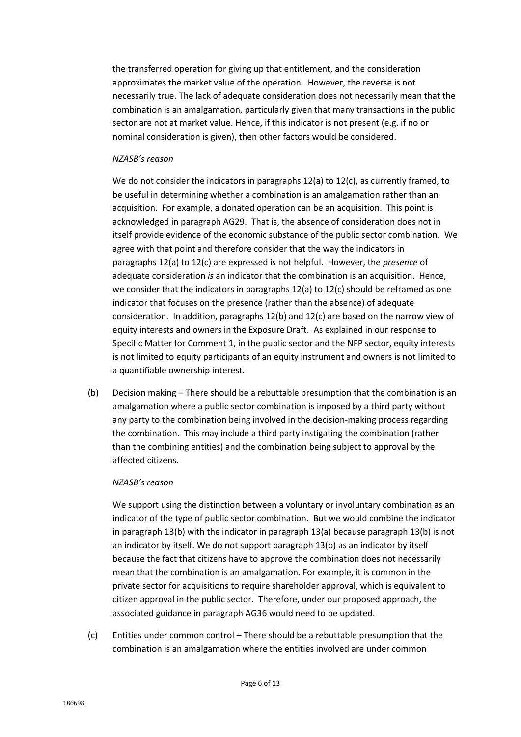the transferred operation for giving up that entitlement, and the consideration approximates the market value of the operation. However, the reverse is not necessarily true. The lack of adequate consideration does not necessarily mean that the combination is an amalgamation, particularly given that many transactions in the public sector are not at market value. Hence, if this indicator is not present (e.g. if no or nominal consideration is given), then other factors would be considered.

*NZASB's reason*

We do not consider the indicators in paragraphs 12(a) to 12(c), as currently framed, to be useful in determining whether a combination is an amalgamation rather than an acquisition. For example, a donated operation can be an acquisition. This point is acknowledged in paragraph AG29. That is, the absence of consideration does not in itself provide evidence of the economic substance of the public sector combination. We agree with that point and therefore consider that the way the indicators in paragraphs 12(a) to 12(c) are expressed is not helpful. However, the *presence* of adequate consideration *is* an indicator that the combination is an acquisition. Hence, we consider that the indicators in paragraphs 12(a) to 12(c) should be reframed as one indicator that focuses on the presence (rather than the absence) of adequate consideration. In addition, paragraphs 12(b) and 12(c) are based on the narrow view of equity interests and owners in the Exposure Draft. As explained in our response to Specific Matter for Comment 1, in the public sector and the NFP sector, equity interests is not limited to equity participants of an equity instrument and owners is not limited to a quantifiable ownership interest.

(b) Decision making – There should be a rebuttable presumption that the combination is an amalgamation where a public sector combination is imposed by a third party without any party to the combination being involved in the decision-making process regarding the combination. This may include a third party instigating the combination (rather than the combining entities) and the combination being subject to approval by the affected citizens.

*NZASB's reason*

We support using the distinction between a voluntary or involuntary combination as an indicator of the type of public sector combination. But we would combine the indicator in paragraph 13(b) with the indicator in paragraph 13(a) because paragraph 13(b) is not an indicator by itself. We do not support paragraph 13(b) as an indicator by itself because the fact that citizens have to approve the combination does not necessarily mean that the combination is an amalgamation. For example, it is common in the private sector for acquisitions to require shareholder approval, which is equivalent to citizen approval in the public sector. Therefore, under our proposed approach, the associated guidance in paragraph AG36 would need to be updated.

(c) Entities under common control – There should be a rebuttable presumption that the combination is an amalgamation where the entities involved are under common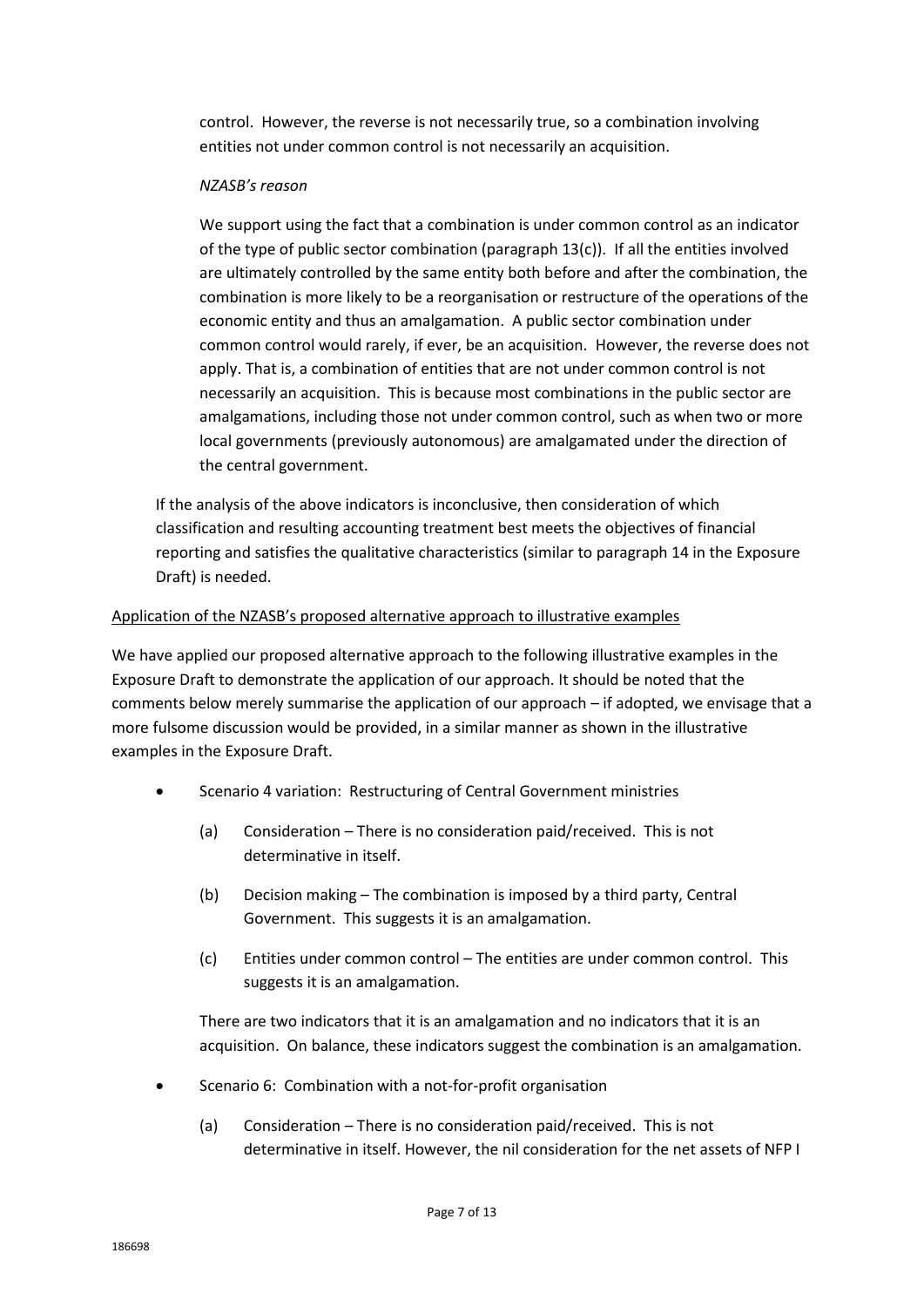control. However, the reverse is not necessarily true, so a combination involving entities not under common control is not necessarily an acquisition.

*NZASB's reason*

We support using the fact that a combination is under common control as an indicator of the type of public sector combination (paragraph 13(c)). If all the entities involved are ultimately controlled by the same entity both before and after the combination, the combination is more likely to be a reorganisation or restructure of the operations of the economic entity and thus an amalgamation. A public sector combination under common control would rarely, if ever, be an acquisition. However, the reverse does not apply. That is, a combination of entities that are not under common control is not necessarily an acquisition. This is because most combinations in the public sector are amalgamations, including those not under common control, such as when two or more local governments (previously autonomous) are amalgamated under the direction of the central government.

If the analysis of the above indicators is inconclusive, then consideration of which classification and resulting accounting treatment best meets the objectives of financial reporting and satisfies the qualitative characteristics (similar to paragraph 14 in the Exposure Draft) is needed.

<u>Application of the NZASB's proposed alternative approach to illustrative examples</u>

We have applied our proposed alternative approach to the following illustrative examples in the Exposure Draft to demonstrate the application of our approach. It should be noted that the comments below merely summarise the application of our approach – if adopted, we envisage that a more fulsome discussion would be provided, in a similar manner as shown in the illustrative examples in the Exposure Draft.

- Scenario 4 variation: Restructuring of Central Government ministries
  - (a) Consideration – There is no consideration paid/received. This is not determinative in itself.
  - (b) Decision making – The combination is imposed by a third party, Central Government. This suggests it is an amalgamation.
  - (c) Entities under common control – The entities are under common control. This suggests it is an amalgamation.

  There are two indicators that it is an amalgamation and no indicators that it is an acquisition. On balance, these indicators suggest the combination is an amalgamation.

- Scenario 6: Combination with a not-for-profit organisation
  - (a) Consideration – There is no consideration paid/received. This is not determinative in itself. However, the nil consideration for the net assets of NFP I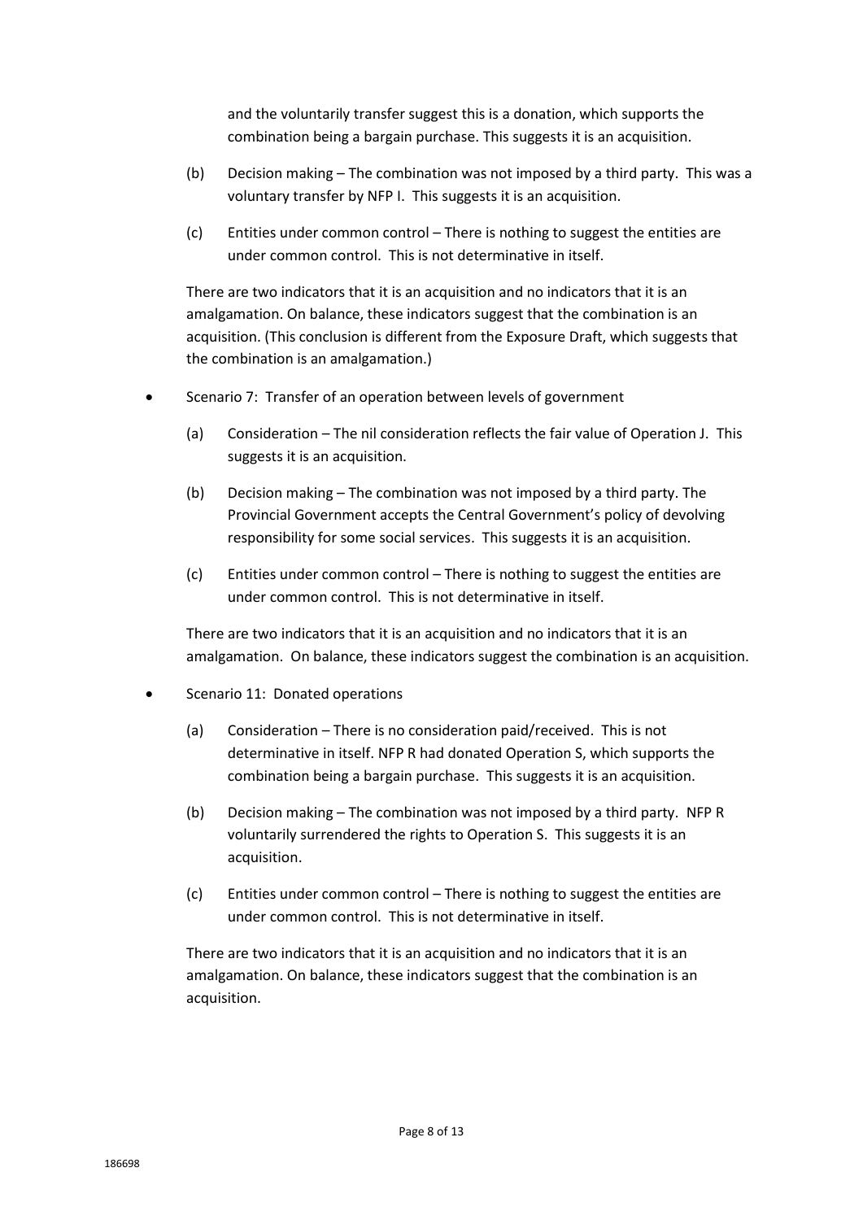and the voluntarily transfer suggest this is a donation, which supports the combination being a bargain purchase. This suggests it is an acquisition.

(b) Decision making – The combination was not imposed by a third party. This was a voluntary transfer by NFP I. This suggests it is an acquisition.

(c) Entities under common control – There is nothing to suggest the entities are under common control. This is not determinative in itself.

There are two indicators that it is an acquisition and no indicators that it is an amalgamation. On balance, these indicators suggest that the combination is an acquisition. (This conclusion is different from the Exposure Draft, which suggests that the combination is an amalgamation.)

- Scenario 7: Transfer of an operation between levels of government

  (a) Consideration – The nil consideration reflects the fair value of Operation J. This suggests it is an acquisition.

  (b) Decision making – The combination was not imposed by a third party. The Provincial Government accepts the Central Government's policy of devolving responsibility for some social services. This suggests it is an acquisition.

  (c) Entities under common control – There is nothing to suggest the entities are under common control. This is not determinative in itself.

  There are two indicators that it is an acquisition and no indicators that it is an amalgamation. On balance, these indicators suggest the combination is an acquisition.

- Scenario 11: Donated operations

  (a) Consideration – There is no consideration paid/received. This is not determinative in itself. NFP R had donated Operation S, which supports the combination being a bargain purchase. This suggests it is an acquisition.

  (b) Decision making – The combination was not imposed by a third party. NFP R voluntarily surrendered the rights to Operation S. This suggests it is an acquisition.

  (c) Entities under common control – There is nothing to suggest the entities are under common control. This is not determinative in itself.

  There are two indicators that it is an acquisition and no indicators that it is an amalgamation. On balance, these indicators suggest that the combination is an acquisition.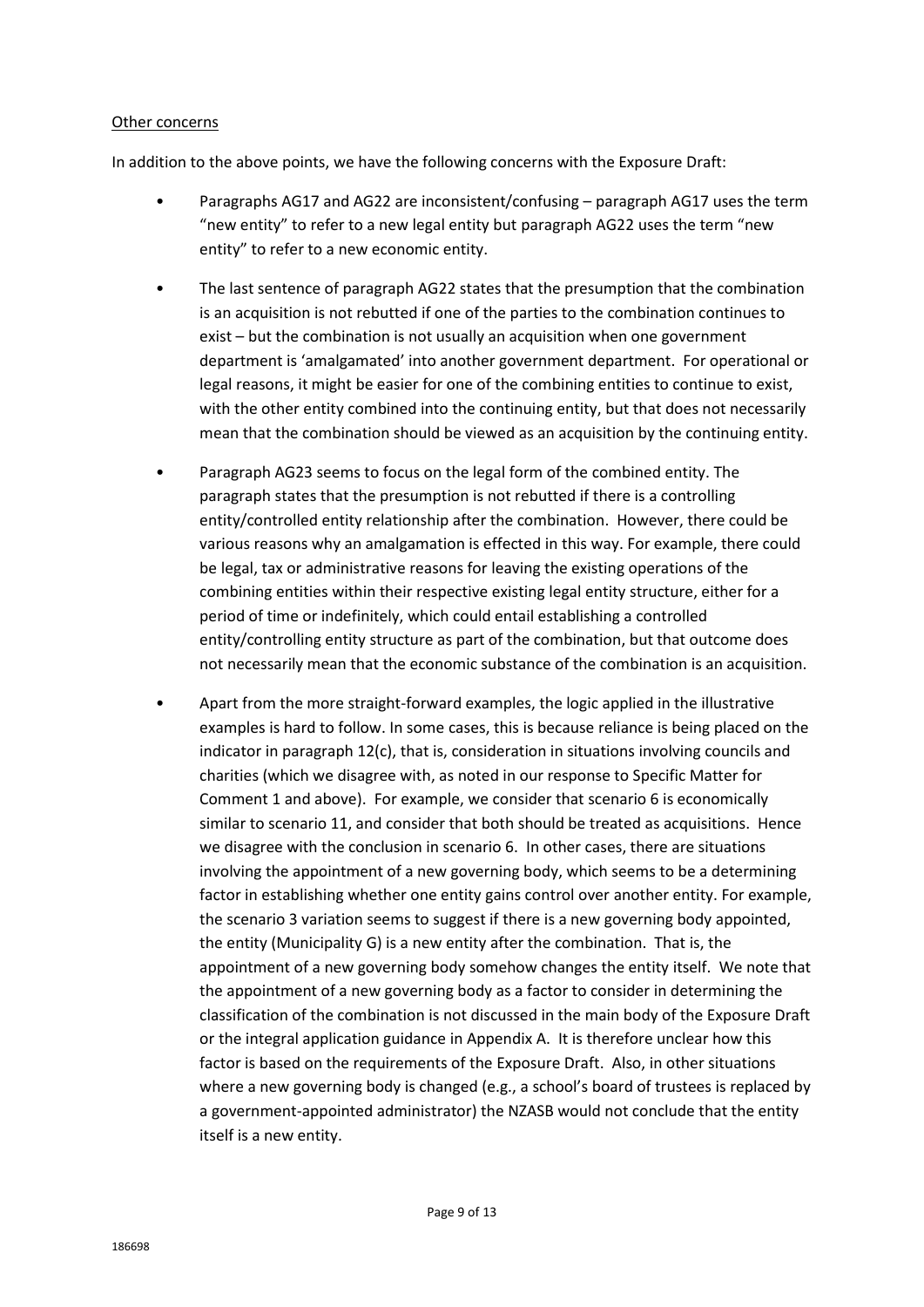Other concerns

In addition to the above points, we have the following concerns with the Exposure Draft:

- Paragraphs AG17 and AG22 are inconsistent/confusing – paragraph AG17 uses the term "new entity" to refer to a new legal entity but paragraph AG22 uses the term "new entity" to refer to a new economic entity.

- The last sentence of paragraph AG22 states that the presumption that the combination is an acquisition is not rebutted if one of the parties to the combination continues to exist – but the combination is not usually an acquisition when one government department is 'amalgamated' into another government department. For operational or legal reasons, it might be easier for one of the combining entities to continue to exist, with the other entity combined into the continuing entity, but that does not necessarily mean that the combination should be viewed as an acquisition by the continuing entity.

- Paragraph AG23 seems to focus on the legal form of the combined entity. The paragraph states that the presumption is not rebutted if there is a controlling entity/controlled entity relationship after the combination. However, there could be various reasons why an amalgamation is effected in this way. For example, there could be legal, tax or administrative reasons for leaving the existing operations of the combining entities within their respective existing legal entity structure, either for a period of time or indefinitely, which could entail establishing a controlled entity/controlling entity structure as part of the combination, but that outcome does not necessarily mean that the economic substance of the combination is an acquisition.

- Apart from the more straight-forward examples, the logic applied in the illustrative examples is hard to follow. In some cases, this is because reliance is being placed on the indicator in paragraph 12(c), that is, consideration in situations involving councils and charities (which we disagree with, as noted in our response to Specific Matter for Comment 1 and above). For example, we consider that scenario 6 is economically similar to scenario 11, and consider that both should be treated as acquisitions. Hence we disagree with the conclusion in scenario 6. In other cases, there are situations involving the appointment of a new governing body, which seems to be a determining factor in establishing whether one entity gains control over another entity. For example, the scenario 3 variation seems to suggest if there is a new governing body appointed, the entity (Municipality G) is a new entity after the combination. That is, the appointment of a new governing body somehow changes the entity itself. We note that the appointment of a new governing body as a factor to consider in determining the classification of the combination is not discussed in the main body of the Exposure Draft or the integral application guidance in Appendix A. It is therefore unclear how this factor is based on the requirements of the Exposure Draft. Also, in other situations where a new governing body is changed (e.g., a school's board of trustees is replaced by a government-appointed administrator) the NZASB would not conclude that the entity itself is a new entity.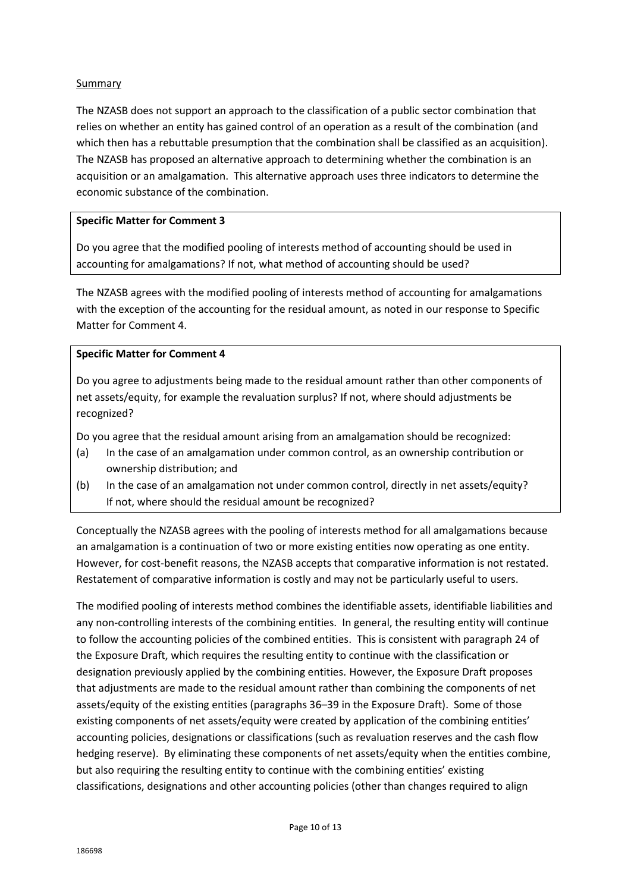Summary

The NZASB does not support an approach to the classification of a public sector combination that relies on whether an entity has gained control of an operation as a result of the combination (and which then has a rebuttable presumption that the combination shall be classified as an acquisition). The NZASB has proposed an alternative approach to determining whether the combination is an acquisition or an amalgamation. This alternative approach uses three indicators to determine the economic substance of the combination.

**Specific Matter for Comment 3**

Do you agree that the modified pooling of interests method of accounting should be used in accounting for amalgamations? If not, what method of accounting should be used?

The NZASB agrees with the modified pooling of interests method of accounting for amalgamations with the exception of the accounting for the residual amount, as noted in our response to Specific Matter for Comment 4.

**Specific Matter for Comment 4**

Do you agree to adjustments being made to the residual amount rather than other components of net assets/equity, for example the revaluation surplus? If not, where should adjustments be recognized?

Do you agree that the residual amount arising from an amalgamation should be recognized:

(a) In the case of an amalgamation under common control, as an ownership contribution or ownership distribution; and
(b) In the case of an amalgamation not under common control, directly in net assets/equity? If not, where should the residual amount be recognized?

Conceptually the NZASB agrees with the pooling of interests method for all amalgamations because an amalgamation is a continuation of two or more existing entities now operating as one entity. However, for cost-benefit reasons, the NZASB accepts that comparative information is not restated. Restatement of comparative information is costly and may not be particularly useful to users.

The modified pooling of interests method combines the identifiable assets, identifiable liabilities and any non-controlling interests of the combining entities. In general, the resulting entity will continue to follow the accounting policies of the combined entities. This is consistent with paragraph 24 of the Exposure Draft, which requires the resulting entity to continue with the classification or designation previously applied by the combining entities. However, the Exposure Draft proposes that adjustments are made to the residual amount rather than combining the components of net assets/equity of the existing entities (paragraphs 36–39 in the Exposure Draft). Some of those existing components of net assets/equity were created by application of the combining entities' accounting policies, designations or classifications (such as revaluation reserves and the cash flow hedging reserve). By eliminating these components of net assets/equity when the entities combine, but also requiring the resulting entity to continue with the combining entities' existing classifications, designations and other accounting policies (other than changes required to align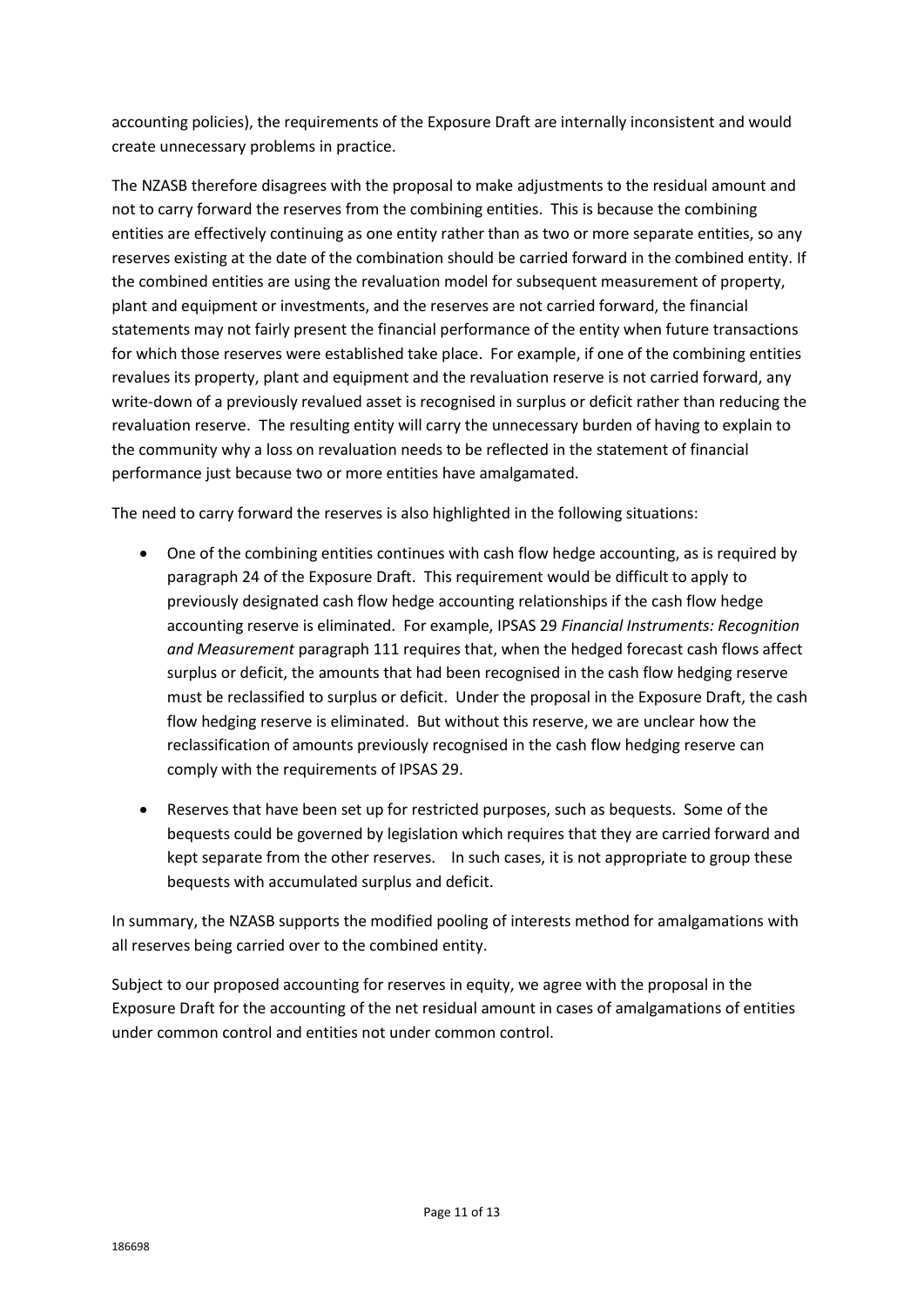accounting policies), the requirements of the Exposure Draft are internally inconsistent and would create unnecessary problems in practice.

The NZASB therefore disagrees with the proposal to make adjustments to the residual amount and not to carry forward the reserves from the combining entities. This is because the combining entities are effectively continuing as one entity rather than as two or more separate entities, so any reserves existing at the date of the combination should be carried forward in the combined entity. If the combined entities are using the revaluation model for subsequent measurement of property, plant and equipment or investments, and the reserves are not carried forward, the financial statements may not fairly present the financial performance of the entity when future transactions for which those reserves were established take place. For example, if one of the combining entities revalues its property, plant and equipment and the revaluation reserve is not carried forward, any write-down of a previously revalued asset is recognised in surplus or deficit rather than reducing the revaluation reserve. The resulting entity will carry the unnecessary burden of having to explain to the community why a loss on revaluation needs to be reflected in the statement of financial performance just because two or more entities have amalgamated.

The need to carry forward the reserves is also highlighted in the following situations:

- One of the combining entities continues with cash flow hedge accounting, as is required by paragraph 24 of the Exposure Draft. This requirement would be difficult to apply to previously designated cash flow hedge accounting relationships if the cash flow hedge accounting reserve is eliminated. For example, IPSAS 29 *Financial Instruments: Recognition and Measurement* paragraph 111 requires that, when the hedged forecast cash flows affect surplus or deficit, the amounts that had been recognised in the cash flow hedging reserve must be reclassified to surplus or deficit. Under the proposal in the Exposure Draft, the cash flow hedging reserve is eliminated. But without this reserve, we are unclear how the reclassification of amounts previously recognised in the cash flow hedging reserve can comply with the requirements of IPSAS 29.
- Reserves that have been set up for restricted purposes, such as bequests. Some of the bequests could be governed by legislation which requires that they are carried forward and kept separate from the other reserves. In such cases, it is not appropriate to group these bequests with accumulated surplus and deficit.

In summary, the NZASB supports the modified pooling of interests method for amalgamations with all reserves being carried over to the combined entity.

Subject to our proposed accounting for reserves in equity, we agree with the proposal in the Exposure Draft for the accounting of the net residual amount in cases of amalgamations of entities under common control and entities not under common control.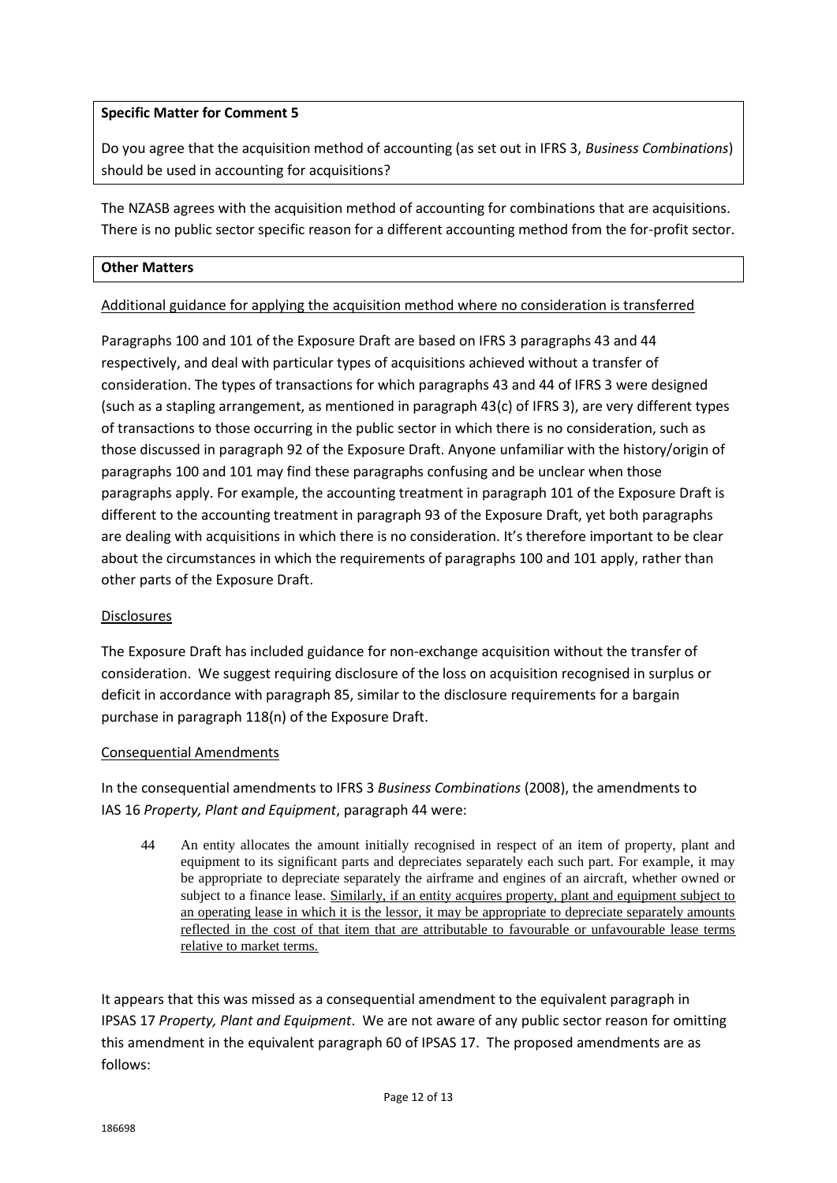**Specific Matter for Comment 5**

Do you agree that the acquisition method of accounting (as set out in IFRS 3, *Business Combinations*) should be used in accounting for acquisitions?

The NZASB agrees with the acquisition method of accounting for combinations that are acquisitions. There is no public sector specific reason for a different accounting method from the for-profit sector.

**Other Matters**

Additional guidance for applying the acquisition method where no consideration is transferred

Paragraphs 100 and 101 of the Exposure Draft are based on IFRS 3 paragraphs 43 and 44 respectively, and deal with particular types of acquisitions achieved without a transfer of consideration. The types of transactions for which paragraphs 43 and 44 of IFRS 3 were designed (such as a stapling arrangement, as mentioned in paragraph 43(c) of IFRS 3), are very different types of transactions to those occurring in the public sector in which there is no consideration, such as those discussed in paragraph 92 of the Exposure Draft. Anyone unfamiliar with the history/origin of paragraphs 100 and 101 may find these paragraphs confusing and be unclear when those paragraphs apply. For example, the accounting treatment in paragraph 101 of the Exposure Draft is different to the accounting treatment in paragraph 93 of the Exposure Draft, yet both paragraphs are dealing with acquisitions in which there is no consideration. It's therefore important to be clear about the circumstances in which the requirements of paragraphs 100 and 101 apply, rather than other parts of the Exposure Draft.

Disclosures

The Exposure Draft has included guidance for non-exchange acquisition without the transfer of consideration. We suggest requiring disclosure of the loss on acquisition recognised in surplus or deficit in accordance with paragraph 85, similar to the disclosure requirements for a bargain purchase in paragraph 118(n) of the Exposure Draft.

Consequential Amendments

In the consequential amendments to IFRS 3 *Business Combinations* (2008), the amendments to IAS 16 *Property, Plant and Equipment*, paragraph 44 were:

> 44 An entity allocates the amount initially recognised in respect of an item of property, plant and equipment to its significant parts and depreciates separately each such part. For example, it may be appropriate to depreciate separately the airframe and engines of an aircraft, whether owned or subject to a finance lease. <u>Similarly, if an entity acquires property, plant and equipment subject to an operating lease in which it is the lessor, it may be appropriate to depreciate separately amounts reflected in the cost of that item that are attributable to favourable or unfavourable lease terms relative to market terms.</u>

It appears that this was missed as a consequential amendment to the equivalent paragraph in IPSAS 17 *Property, Plant and Equipment*. We are not aware of any public sector reason for omitting this amendment in the equivalent paragraph 60 of IPSAS 17. The proposed amendments are as follows: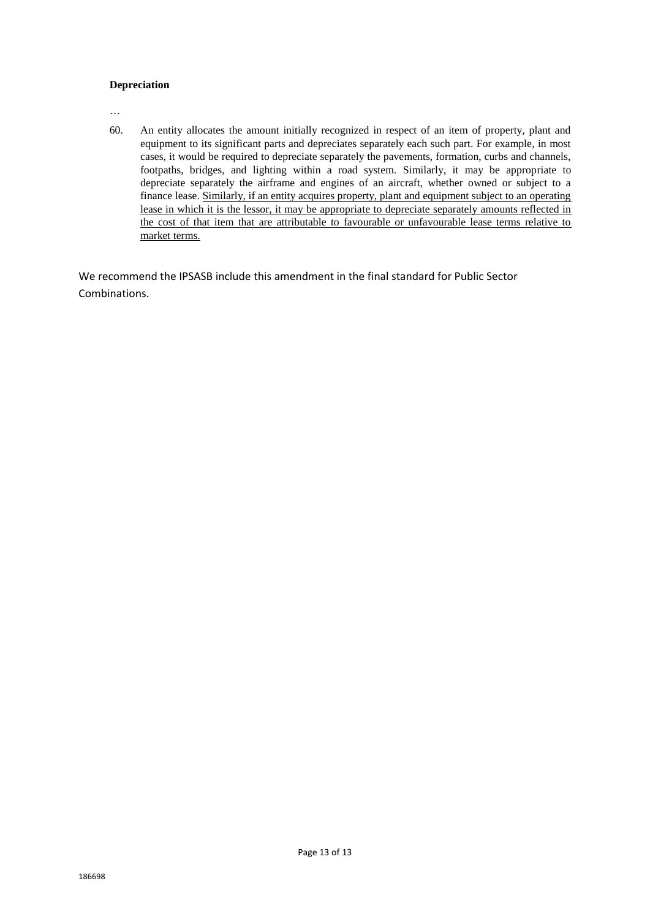**Depreciation**

…

60. An entity allocates the amount initially recognized in respect of an item of property, plant and equipment to its significant parts and depreciates separately each such part. For example, in most cases, it would be required to depreciate separately the pavements, formation, curbs and channels, footpaths, bridges, and lighting within a road system. Similarly, it may be appropriate to depreciate separately the airframe and engines of an aircraft, whether owned or subject to a finance lease. <u>Similarly, if an entity acquires property, plant and equipment subject to an operating lease in which it is the lessor, it may be appropriate to depreciate separately amounts reflected in the cost of that item that are attributable to favourable or unfavourable lease terms relative to market terms.</u>

We recommend the IPSASB include this amendment in the final standard for Public Sector Combinations.

186698